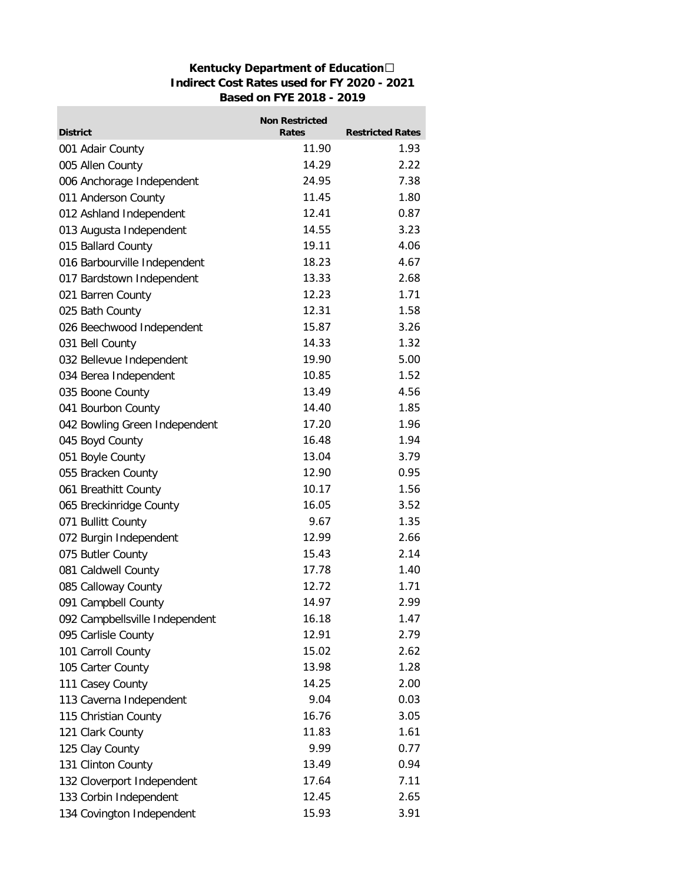**Kentucky Department of Education**
**Indirect Cost Rates used for FY 2020 - 2021**
**Based on FYE 2018 - 2019**

| District | Non Restricted Rates | Restricted Rates |
|---|---|---|
| 001 Adair County | 11.90 | 1.93 |
| 005 Allen County | 14.29 | 2.22 |
| 006 Anchorage Independent | 24.95 | 7.38 |
| 011 Anderson County | 11.45 | 1.80 |
| 012 Ashland Independent | 12.41 | 0.87 |
| 013 Augusta Independent | 14.55 | 3.23 |
| 015 Ballard County | 19.11 | 4.06 |
| 016 Barbourville Independent | 18.23 | 4.67 |
| 017 Bardstown Independent | 13.33 | 2.68 |
| 021 Barren County | 12.23 | 1.71 |
| 025 Bath County | 12.31 | 1.58 |
| 026 Beechwood Independent | 15.87 | 3.26 |
| 031 Bell County | 14.33 | 1.32 |
| 032 Bellevue Independent | 19.90 | 5.00 |
| 034 Berea Independent | 10.85 | 1.52 |
| 035 Boone County | 13.49 | 4.56 |
| 041 Bourbon County | 14.40 | 1.85 |
| 042 Bowling Green Independent | 17.20 | 1.96 |
| 045 Boyd County | 16.48 | 1.94 |
| 051 Boyle County | 13.04 | 3.79 |
| 055 Bracken County | 12.90 | 0.95 |
| 061 Breathitt County | 10.17 | 1.56 |
| 065 Breckinridge County | 16.05 | 3.52 |
| 071 Bullitt County | 9.67 | 1.35 |
| 072 Burgin Independent | 12.99 | 2.66 |
| 075 Butler County | 15.43 | 2.14 |
| 081 Caldwell County | 17.78 | 1.40 |
| 085 Calloway County | 12.72 | 1.71 |
| 091 Campbell County | 14.97 | 2.99 |
| 092 Campbellsville Independent | 16.18 | 1.47 |
| 095 Carlisle County | 12.91 | 2.79 |
| 101 Carroll County | 15.02 | 2.62 |
| 105 Carter County | 13.98 | 1.28 |
| 111 Casey County | 14.25 | 2.00 |
| 113 Caverna Independent | 9.04 | 0.03 |
| 115 Christian County | 16.76 | 3.05 |
| 121 Clark County | 11.83 | 1.61 |
| 125 Clay County | 9.99 | 0.77 |
| 131 Clinton County | 13.49 | 0.94 |
| 132 Cloverport Independent | 17.64 | 7.11 |
| 133 Corbin Independent | 12.45 | 2.65 |
| 134 Covington Independent | 15.93 | 3.91 |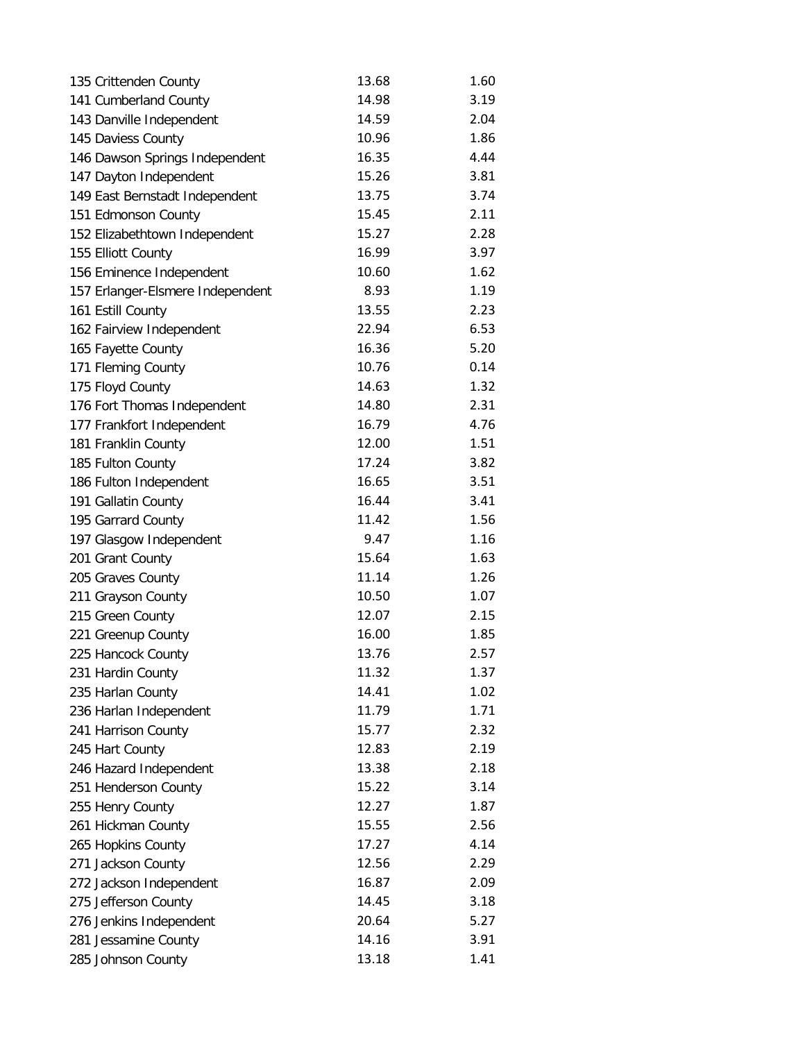| | | |
|---|---|---|
| 135 Crittenden County | 13.68 | 1.60 |
| 141 Cumberland County | 14.98 | 3.19 |
| 143 Danville Independent | 14.59 | 2.04 |
| 145 Daviess County | 10.96 | 1.86 |
| 146 Dawson Springs Independent | 16.35 | 4.44 |
| 147 Dayton Independent | 15.26 | 3.81 |
| 149 East Bernstadt Independent | 13.75 | 3.74 |
| 151 Edmonson County | 15.45 | 2.11 |
| 152 Elizabethtown Independent | 15.27 | 2.28 |
| 155 Elliott County | 16.99 | 3.97 |
| 156 Eminence Independent | 10.60 | 1.62 |
| 157 Erlanger-Elsmere Independent | 8.93 | 1.19 |
| 161 Estill County | 13.55 | 2.23 |
| 162 Fairview Independent | 22.94 | 6.53 |
| 165 Fayette County | 16.36 | 5.20 |
| 171 Fleming County | 10.76 | 0.14 |
| 175 Floyd County | 14.63 | 1.32 |
| 176 Fort Thomas Independent | 14.80 | 2.31 |
| 177 Frankfort Independent | 16.79 | 4.76 |
| 181 Franklin County | 12.00 | 1.51 |
| 185 Fulton County | 17.24 | 3.82 |
| 186 Fulton Independent | 16.65 | 3.51 |
| 191 Gallatin County | 16.44 | 3.41 |
| 195 Garrard County | 11.42 | 1.56 |
| 197 Glasgow Independent | 9.47 | 1.16 |
| 201 Grant County | 15.64 | 1.63 |
| 205 Graves County | 11.14 | 1.26 |
| 211 Grayson County | 10.50 | 1.07 |
| 215 Green County | 12.07 | 2.15 |
| 221 Greenup County | 16.00 | 1.85 |
| 225 Hancock County | 13.76 | 2.57 |
| 231 Hardin County | 11.32 | 1.37 |
| 235 Harlan County | 14.41 | 1.02 |
| 236 Harlan Independent | 11.79 | 1.71 |
| 241 Harrison County | 15.77 | 2.32 |
| 245 Hart County | 12.83 | 2.19 |
| 246 Hazard Independent | 13.38 | 2.18 |
| 251 Henderson County | 15.22 | 3.14 |
| 255 Henry County | 12.27 | 1.87 |
| 261 Hickman County | 15.55 | 2.56 |
| 265 Hopkins County | 17.27 | 4.14 |
| 271 Jackson County | 12.56 | 2.29 |
| 272 Jackson Independent | 16.87 | 2.09 |
| 275 Jefferson County | 14.45 | 3.18 |
| 276 Jenkins Independent | 20.64 | 5.27 |
| 281 Jessamine County | 14.16 | 3.91 |
| 285 Johnson County | 13.18 | 1.41 |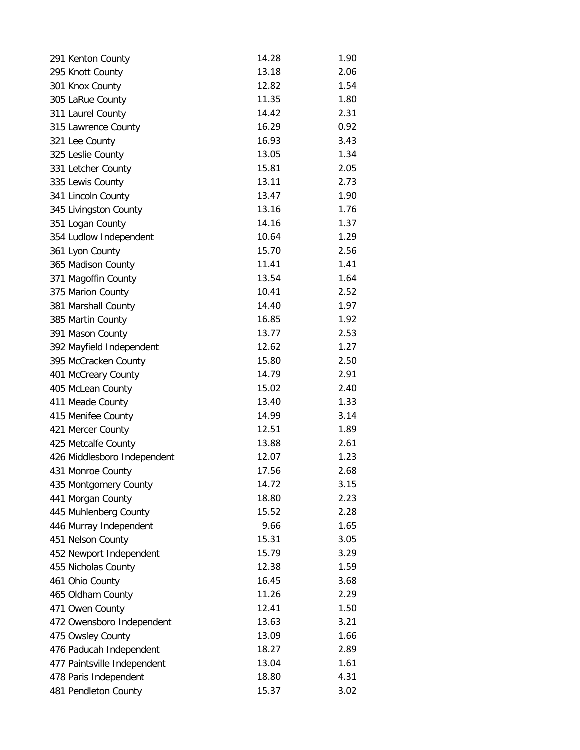| | | |
|---|---|---|
| 291 Kenton County | 14.28 | 1.90 |
| 295 Knott County | 13.18 | 2.06 |
| 301 Knox County | 12.82 | 1.54 |
| 305 LaRue County | 11.35 | 1.80 |
| 311 Laurel County | 14.42 | 2.31 |
| 315 Lawrence County | 16.29 | 0.92 |
| 321 Lee County | 16.93 | 3.43 |
| 325 Leslie County | 13.05 | 1.34 |
| 331 Letcher County | 15.81 | 2.05 |
| 335 Lewis County | 13.11 | 2.73 |
| 341 Lincoln County | 13.47 | 1.90 |
| 345 Livingston County | 13.16 | 1.76 |
| 351 Logan County | 14.16 | 1.37 |
| 354 Ludlow Independent | 10.64 | 1.29 |
| 361 Lyon County | 15.70 | 2.56 |
| 365 Madison County | 11.41 | 1.41 |
| 371 Magoffin County | 13.54 | 1.64 |
| 375 Marion County | 10.41 | 2.52 |
| 381 Marshall County | 14.40 | 1.97 |
| 385 Martin County | 16.85 | 1.92 |
| 391 Mason County | 13.77 | 2.53 |
| 392 Mayfield Independent | 12.62 | 1.27 |
| 395 McCracken County | 15.80 | 2.50 |
| 401 McCreary County | 14.79 | 2.91 |
| 405 McLean County | 15.02 | 2.40 |
| 411 Meade County | 13.40 | 1.33 |
| 415 Menifee County | 14.99 | 3.14 |
| 421 Mercer County | 12.51 | 1.89 |
| 425 Metcalfe County | 13.88 | 2.61 |
| 426 Middlesboro Independent | 12.07 | 1.23 |
| 431 Monroe County | 17.56 | 2.68 |
| 435 Montgomery County | 14.72 | 3.15 |
| 441 Morgan County | 18.80 | 2.23 |
| 445 Muhlenberg County | 15.52 | 2.28 |
| 446 Murray Independent | 9.66 | 1.65 |
| 451 Nelson County | 15.31 | 3.05 |
| 452 Newport Independent | 15.79 | 3.29 |
| 455 Nicholas County | 12.38 | 1.59 |
| 461 Ohio County | 16.45 | 3.68 |
| 465 Oldham County | 11.26 | 2.29 |
| 471 Owen County | 12.41 | 1.50 |
| 472 Owensboro Independent | 13.63 | 3.21 |
| 475 Owsley County | 13.09 | 1.66 |
| 476 Paducah Independent | 18.27 | 2.89 |
| 477 Paintsville Independent | 13.04 | 1.61 |
| 478 Paris Independent | 18.80 | 4.31 |
| 481 Pendleton County | 15.37 | 3.02 |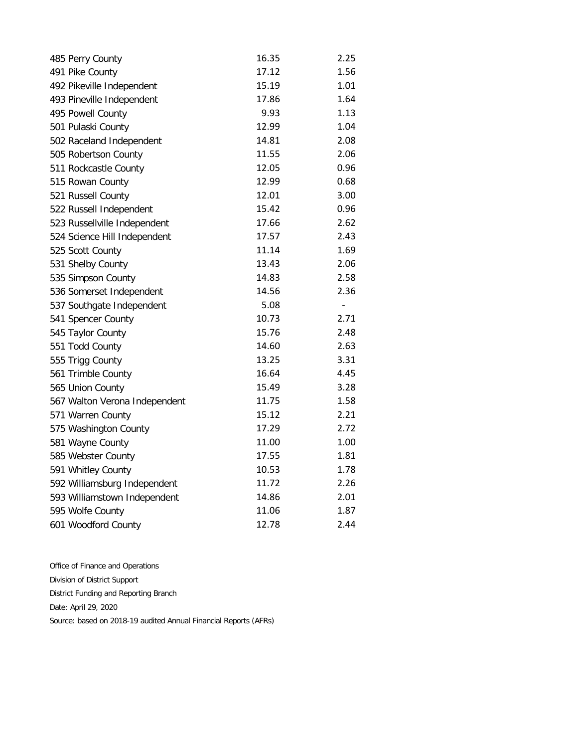| | | |
|---|---|---|
| 485 Perry County | 16.35 | 2.25 |
| 491 Pike County | 17.12 | 1.56 |
| 492 Pikeville Independent | 15.19 | 1.01 |
| 493 Pineville Independent | 17.86 | 1.64 |
| 495 Powell County | 9.93 | 1.13 |
| 501 Pulaski County | 12.99 | 1.04 |
| 502 Raceland Independent | 14.81 | 2.08 |
| 505 Robertson County | 11.55 | 2.06 |
| 511 Rockcastle County | 12.05 | 0.96 |
| 515 Rowan County | 12.99 | 0.68 |
| 521 Russell County | 12.01 | 3.00 |
| 522 Russell Independent | 15.42 | 0.96 |
| 523 Russellville Independent | 17.66 | 2.62 |
| 524 Science Hill Independent | 17.57 | 2.43 |
| 525 Scott County | 11.14 | 1.69 |
| 531 Shelby County | 13.43 | 2.06 |
| 535 Simpson County | 14.83 | 2.58 |
| 536 Somerset Independent | 14.56 | 2.36 |
| 537 Southgate Independent | 5.08 | - |
| 541 Spencer County | 10.73 | 2.71 |
| 545 Taylor County | 15.76 | 2.48 |
| 551 Todd County | 14.60 | 2.63 |
| 555 Trigg County | 13.25 | 3.31 |
| 561 Trimble County | 16.64 | 4.45 |
| 565 Union County | 15.49 | 3.28 |
| 567 Walton Verona Independent | 11.75 | 1.58 |
| 571 Warren County | 15.12 | 2.21 |
| 575 Washington County | 17.29 | 2.72 |
| 581 Wayne County | 11.00 | 1.00 |
| 585 Webster County | 17.55 | 1.81 |
| 591 Whitley County | 10.53 | 1.78 |
| 592 Williamsburg Independent | 11.72 | 2.26 |
| 593 Williamstown Independent | 14.86 | 2.01 |
| 595 Wolfe County | 11.06 | 1.87 |
| 601 Woodford County | 12.78 | 2.44 |

Office of Finance and Operations

Division of District Support

District Funding and Reporting Branch

Date: April 29, 2020

Source: based on 2018-19 audited Annual Financial Reports (AFRs)